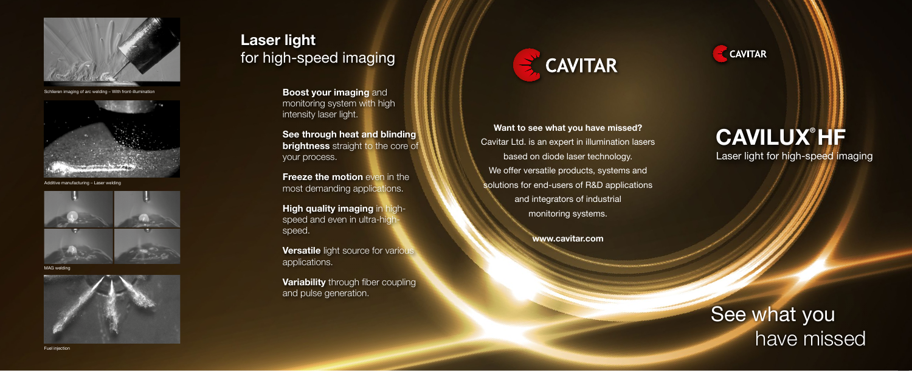Schlieren imaging of arc welding – With front-illumination

Additive manufacturing – Laser welding

MAG welding

Fuel injection

# Laser light
for high-speed imaging

**Boost your imaging** and monitoring system with high intensity laser light.

**See through heat and blinding brightness** straight to the core of your process.

**Freeze the motion** even in the most demanding applications.

**High quality imaging** in high-speed and even in ultra-high-speed.

**Versatile** light source for various applications.

**Variability** through fiber coupling and pulse generation.

CAVITAR

**Want to see what you have missed?**
Cavitar Ltd. is an expert in illumination lasers based on diode laser technology.
We offer versatile products, systems and solutions for end-users of R&D applications and integrators of industrial monitoring systems.

**www.cavitar.com**

CAVITAR

# CAVILUX® HF
Laser light for high-speed imaging

See what you have missed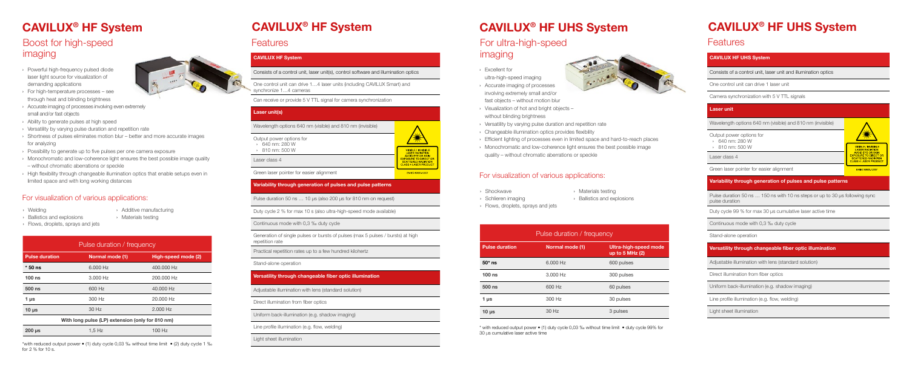# CAVILUX® HF System

## Boost for high-speed imaging

- Powerful high-frequency pulsed diode laser light source for visualization of demanding applications
- For high-temperature processes – see through heat and blinding brightness
- Accurate imaging of processes involving even extremely small and/or fast objects
- Ability to generate pulses at high speed
- Versatility by varying pulse duration and repetition rate
- Shortness of pulses eliminates motion blur – better and more accurate images for analyzing
- Possibility to generate up to five pulses per one camera exposure
- Monochromatic and low-coherence light ensures the best possible image quality – without chromatic aberrations or speckle
- High flexibility through changeable illumination optics that enable setups even in limited space and with long working distances

### For visualization of various applications:

- Welding
- Ballistics and explosions
- Flows, droplets, sprays and jets
- Additive manufacturing
- Materials testing

| Pulse duration / frequency | | |
|---|---|---|
| **Pulse duration** | **Normal mode (1)** | **High-speed mode (2)** |
| * 50 ns | 6.000 Hz | 400.000 Hz |
| 100 ns | 3.000 Hz | 200.000 Hz |
| 500 ns | 600 Hz | 40.000 Hz |
| 1 µs | 300 Hz | 20.000 Hz |
| 10 µs | 30 Hz | 2.000 Hz |
| **With long pulse (LP) extension (only for 810 nm)** | | |
| 200 µs | 1,5 Hz | 100 Hz |

*with reduced output power • (1) duty cycle 0,03 ‰ without time limit • (2) duty cycle 1 ‰ for 2 % for 10 s.

# CAVILUX® HF System

## Features

| CAVILUX HF System |
|---|
| Consists of a control unit, laser unit(s), control software and illumination optics |
| One control unit can drive 1…4 laser units (including CAVILUX Smart) and synchronize 1…4 cameras |
| Can receive or provide 5 V TTL signal for camera synchronization |
| **Laser unit(s)** |
| Wavelength options 640 nm (visible) and 810 nm (invisible) |
| Output power options for › 640 nm: 280 W › 810 nm: 500 W |
| Laser class 4 |
| Green laser pointer for easier alignment |
| **Variability through generation of pulses and pulse patterns** |
| Pulse duration 50 ns … 10 µs (also 200 µs for 810 nm on request) |
| Duty cycle 2 % for max 10 s (also ultra-high-speed mode available) |
| Continuous mode with 0,3 ‰ duty cycle |
| Generation of single pulses or bursts of pulses (max 5 pulses / bursts) at high repetition rate |
| Practical repetition rates up to a few hundred kilohertz |
| Stand-alone operation |
| **Versatility through changeable fiber optic illumination** |
| Adjustable illumination with lens (standard solution) |
| Direct illumination from fiber optics |
| Uniform back-illumination (e.g. shadow imaging) |
| Line profile illumination (e.g. flow, welding) |
| Light sheet illumination |

# CAVILUX® HF UHS System

## For ultra-high-speed imaging

- Excellent for ultra-high-speed imaging
- Accurate imaging of processes involving extremely small and/or fast objects – without motion blur
- Visualization of hot and bright objects – without blinding brightness
- Versatility by varying pulse duration and repetition rate
- Changeable illumination optics provides flexibility
- Efficient lighting of processes even in limited space and hard-to-reach places
- Monochromatic and low-coherence light ensures the best possible image quality – without chromatic aberrations or speckle

### For visualization of various applications:

- Shockwave
- Schlieren imaging
- Flows, droplets, sprays and jets
- Materials testing
- Ballistics and explosions

| Pulse duration / frequency | | |
|---|---|---|
| **Pulse duration** | **Normal mode (1)** | **Ultra-high-speed mode up to 5 MHz (2)** |
| 50* ns | 6.000 Hz | 600 pulses |
| 100 ns | 3.000 Hz | 300 pulses |
| 500 ns | 600 Hz | 60 pulses |
| 1 µs | 300 Hz | 30 pulses |
| 10 µs | 30 Hz | 3 pulses |

* with reduced output power • (1) duty cycle 0,03 ‰ without time limit • duty cycle 99% for 30 µs cumulative laser active time

# CAVILUX® HF UHS System

## Features

| CAVILUX HF UHS System |
|---|
| Consists of a control unit, laser unit and illumination optics |
| One control unit can drive 1 laser unit |
| Camera synchronization with 5 V TTL signals |
| **Laser unit** |
| Wavelength options 640 nm (visible) and 810 nm (invisible) |
| Output power options for › 640 nm: 280 W › 810 nm: 500 W |
| Laser class 4 |
| Green laser pointer for easier alignment |
| **Variability through generation of pulses and pulse patterns** |
| Pulse duration 50 ns … 150 ns with 10 ns steps or up to 30 µs following sync pulse duration |
| Duty cycle 99 % for max 30 µs cumulative laser active time |
| Continuous mode with 0,3 ‰ duty cycle |
| Stand-alone operation |
| **Versatility through changeable fiber optic illumination** |
| Adjustable illumination with lens (standard solution) |
| Direct illumination from fiber optics |
| Uniform back-illumination (e.g. shadow imaging) |
| Line profile illumination (e.g. flow, welding) |
| Light sheet illumination |